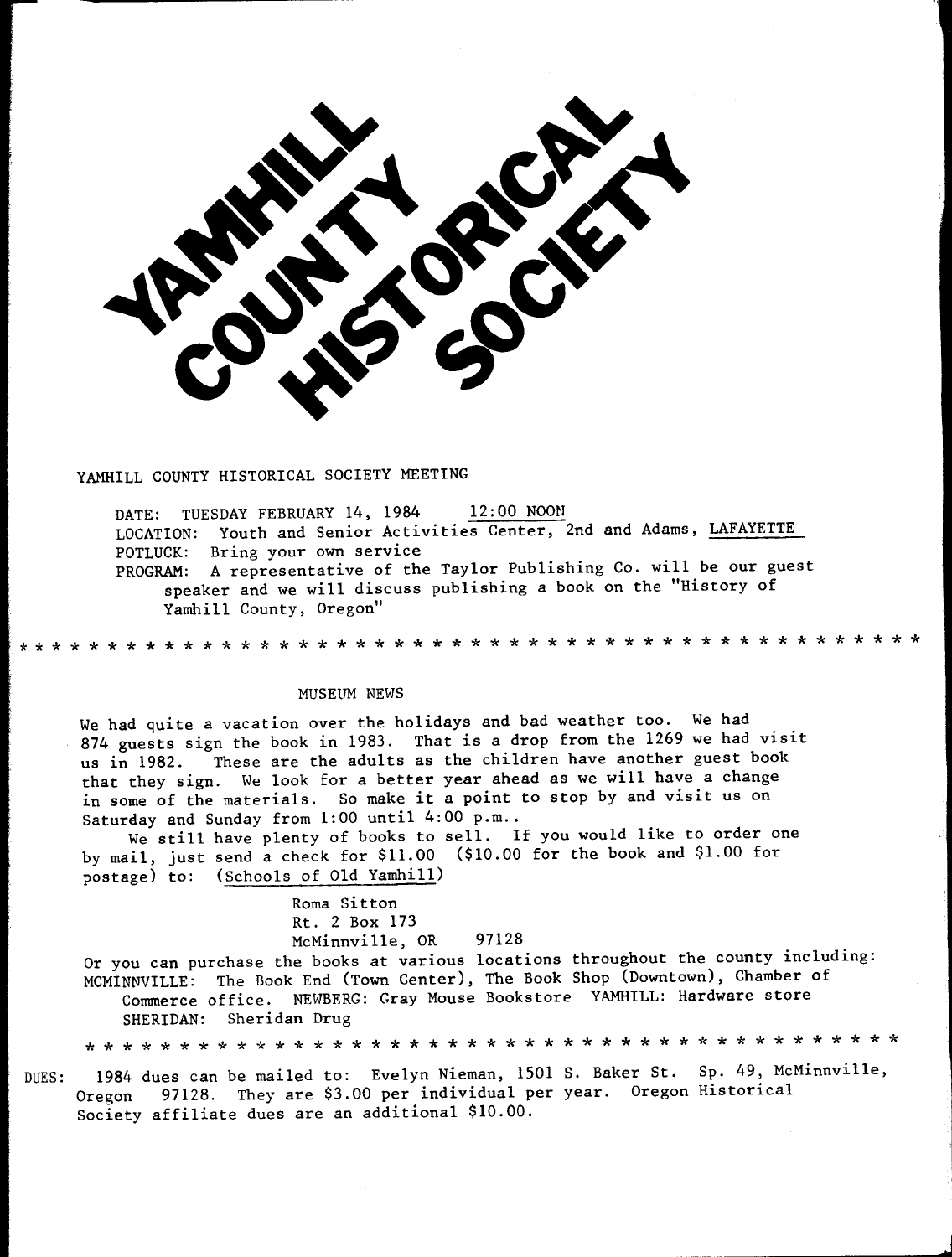# YAMHILL COUNTY HISTORICAL SOCIETY

YAMHILL COUNTY HISTORICAL SOCIETY MEETING

DATE: TUESDAY FEBRUARY 14, 1984 <u>12:00 NOON</u>
LOCATION: Youth and Senior Activities Center, 2nd and Adams, <u>LAFAYETTE</u>
POTLUCK: Bring your own service
PROGRAM: A representative of the Taylor Publishing Co. will be our guest speaker and we will discuss publishing a book on the "History of Yamhill County, Oregon"

* * * * * * * * * * * * * * * * * * * * * * * * * * * * * * * * * * * * * * * * * * * * * *

## MUSEUM NEWS

We had quite a vacation over the holidays and bad weather too. We had 874 guests sign the book in 1983. That is a drop from the 1269 we had visit us in 1982. These are the adults as the children have another guest book that they sign. We look for a better year ahead as we will have a change in some of the materials. So make it a point to stop by and visit us on Saturday and Sunday from 1:00 until 4:00 p.m..

We still have plenty of books to sell. If you would like to order one by mail, just send a check for $11.00 ($10.00 for the book and $1.00 for postage) to: (<u>Schools of Old Yamhill</u>)

Roma Sitton
Rt. 2 Box 173
McMinnville, OR 97128

Or you can purchase the books at various locations throughout the county including:
MCMINNVILLE: The Book End (Town Center), The Book Shop (Downtown), Chamber of Commerce office. NEWBERG: Gray Mouse Bookstore YAMHILL: Hardware store SHERIDAN: Sheridan Drug

* * * * * * * * * * * * * * * * * * * * * * * * * * * * * * * * * * * * * * * * * * * *

DUES: 1984 dues can be mailed to: Evelyn Nieman, 1501 S. Baker St. Sp. 49, McMinnville, Oregon 97128. They are $3.00 per individual per year. Oregon Historical Society affiliate dues are an additional $10.00.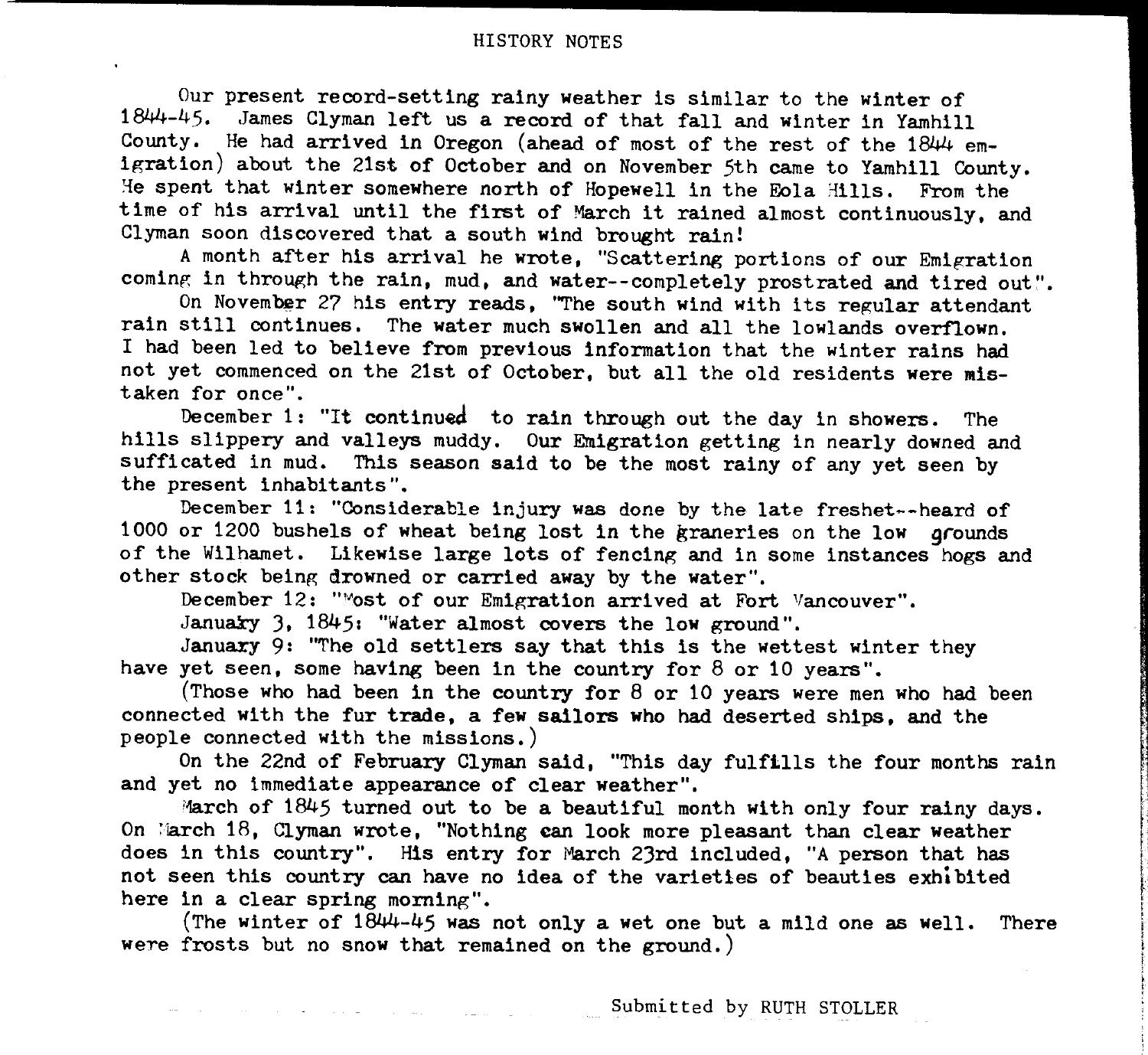# HISTORY NOTES

Our present record-setting rainy weather is similar to the winter of 1844-45. James Clyman left us a record of that fall and winter in Yamhill County. He had arrived in Oregon (ahead of most of the rest of the 1844 emigration) about the 21st of October and on November 5th came to Yamhill County. He spent that winter somewhere north of Hopewell in the Eola Hills. From the time of his arrival until the first of March it rained almost continuously, and Clyman soon discovered that a south wind brought rain!

A month after his arrival he wrote, "Scattering portions of our Emigration coming in through the rain, mud, and water--completely prostrated and tired out".

On November 27 his entry reads, "The south wind with its regular attendant rain still continues. The water much swollen and all the lowlands overflown. I had been led to believe from previous information that the winter rains had not yet commenced on the 21st of October, but all the old residents were mistaken for once".

December 1: "It continued to rain through out the day in showers. The hills slippery and valleys muddy. Our Emigration getting in nearly downed and sufficated in mud. This season said to be the most rainy of any yet seen by the present inhabitants".

December 11: "Considerable injury was done by the late freshet--heard of 1000 or 1200 bushels of wheat being lost in the graneries on the low grounds of the Wilhamet. Likewise large lots of fencing and in some instances hogs and other stock being drowned or carried away by the water".

December 12: "Most of our Emigration arrived at Fort Vancouver".

January 3, 1845: "Water almost covers the low ground".

January 9: "The old settlers say that this is the wettest winter they have yet seen, some having been in the country for 8 or 10 years".

(Those who had been in the country for 8 or 10 years were men who had been connected with the fur trade, a few sailors who had deserted ships, and the people connected with the missions.)

On the 22nd of February Clyman said, "This day fulfills the four months rain and yet no immediate appearance of clear weather".

March of 1845 turned out to be a beautiful month with only four rainy days. On March 18, Clyman wrote, "Nothing can look more pleasant than clear weather does in this country". His entry for March 23rd included, "A person that has not seen this country can have no idea of the varieties of beauties exhibited here in a clear spring morning".

(The winter of 1844-45 was not only a wet one but a mild one as well. There were frosts but no snow that remained on the ground.)

Submitted by RUTH STOLLER